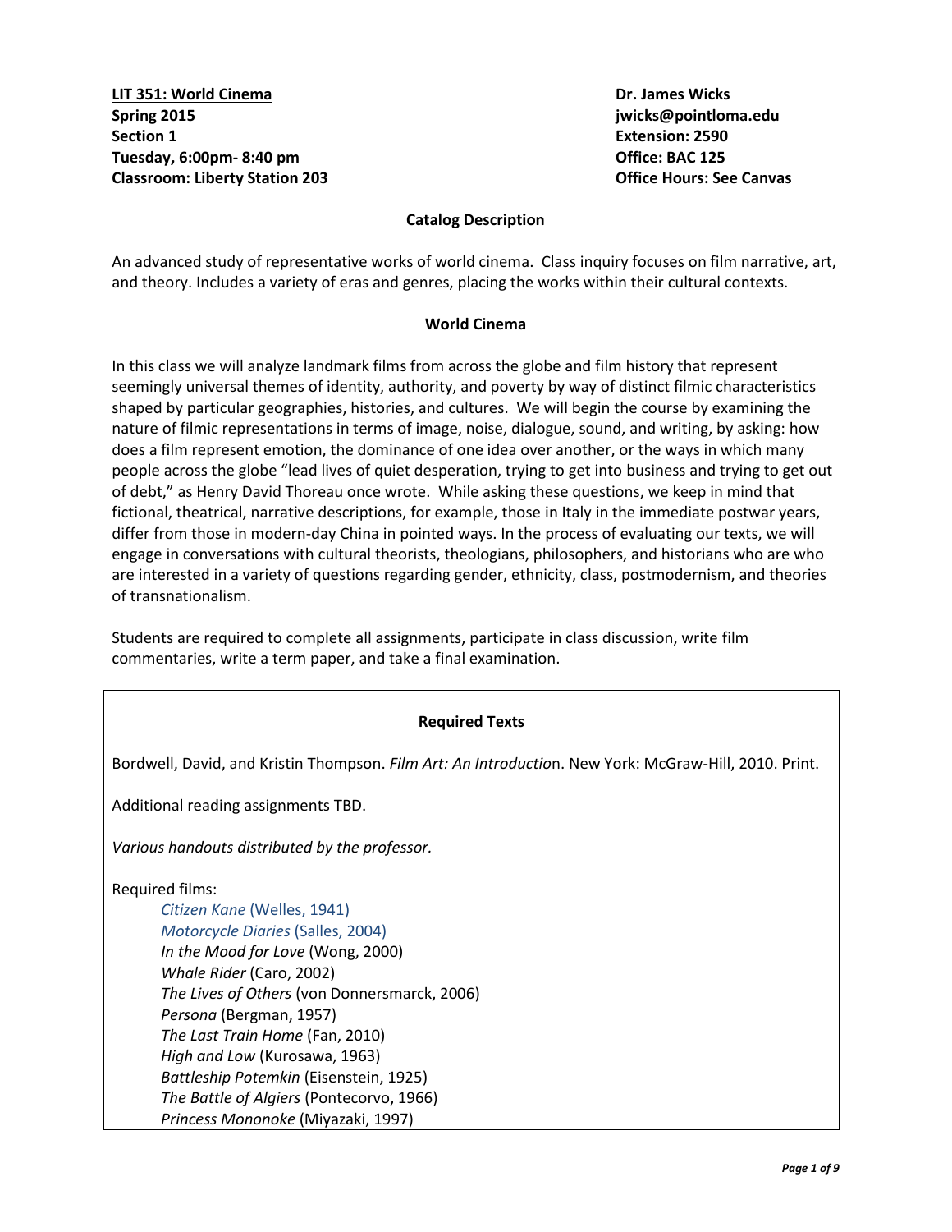**LIT 351: World Cinema**
**Spring 2015**
**Section 1**
**Tuesday, 6:00pm- 8:40 pm**
**Classroom: Liberty Station 203**

**Dr. James Wicks**
**jwicks@pointloma.edu**
**Extension: 2590**
**Office: BAC 125**
**Office Hours: See Canvas**

## Catalog Description

An advanced study of representative works of world cinema. Class inquiry focuses on film narrative, art, and theory. Includes a variety of eras and genres, placing the works within their cultural contexts.

## World Cinema

In this class we will analyze landmark films from across the globe and film history that represent seemingly universal themes of identity, authority, and poverty by way of distinct filmic characteristics shaped by particular geographies, histories, and cultures. We will begin the course by examining the nature of filmic representations in terms of image, noise, dialogue, sound, and writing, by asking: how does a film represent emotion, the dominance of one idea over another, or the ways in which many people across the globe "lead lives of quiet desperation, trying to get into business and trying to get out of debt," as Henry David Thoreau once wrote. While asking these questions, we keep in mind that fictional, theatrical, narrative descriptions, for example, those in Italy in the immediate postwar years, differ from those in modern-day China in pointed ways. In the process of evaluating our texts, we will engage in conversations with cultural theorists, theologians, philosophers, and historians who are who are interested in a variety of questions regarding gender, ethnicity, class, postmodernism, and theories of transnationalism.

Students are required to complete all assignments, participate in class discussion, write film commentaries, write a term paper, and take a final examination.

## Required Texts

Bordwell, David, and Kristin Thompson. *Film Art: An Introductio*n. New York: McGraw-Hill, 2010. Print.

Additional reading assignments TBD.

*Various handouts distributed by the professor.*

Required films:

- *Citizen Kane* (Welles, 1941)
- *Motorcycle Diaries* (Salles, 2004)
- *In the Mood for Love* (Wong, 2000)
- *Whale Rider* (Caro, 2002)
- *The Lives of Others* (von Donnersmarck, 2006)
- *Persona* (Bergman, 1957)
- *The Last Train Home* (Fan, 2010)
- *High and Low* (Kurosawa, 1963)
- *Battleship Potemkin* (Eisenstein, 1925)
- *The Battle of Algiers* (Pontecorvo, 1966)
- *Princess Mononoke* (Miyazaki, 1997)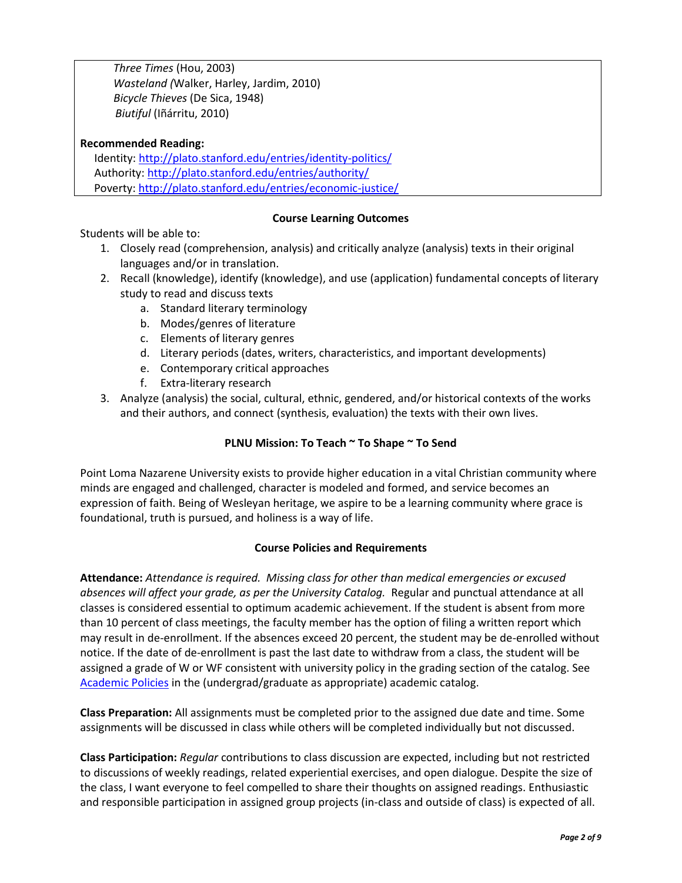*Three Times* (Hou, 2003)
*Wasteland (*Walker, Harley, Jardim, 2010)
*Bicycle Thieves* (De Sica, 1948)
*Biutiful* (Iñárritu, 2010)

**Recommended Reading:**
Identity: http://plato.stanford.edu/entries/identity-politics/
Authority: http://plato.stanford.edu/entries/authority/
Poverty: http://plato.stanford.edu/entries/economic-justice/

### Course Learning Outcomes

Students will be able to:

1. Closely read (comprehension, analysis) and critically analyze (analysis) texts in their original languages and/or in translation.
2. Recall (knowledge), identify (knowledge), and use (application) fundamental concepts of literary study to read and discuss texts
   a. Standard literary terminology
   b. Modes/genres of literature
   c. Elements of literary genres
   d. Literary periods (dates, writers, characteristics, and important developments)
   e. Contemporary critical approaches
   f. Extra-literary research
3. Analyze (analysis) the social, cultural, ethnic, gendered, and/or historical contexts of the works and their authors, and connect (synthesis, evaluation) the texts with their own lives.

### PLNU Mission: To Teach ~ To Shape ~ To Send

Point Loma Nazarene University exists to provide higher education in a vital Christian community where minds are engaged and challenged, character is modeled and formed, and service becomes an expression of faith. Being of Wesleyan heritage, we aspire to be a learning community where grace is foundational, truth is pursued, and holiness is a way of life.

### Course Policies and Requirements

**Attendance:** *Attendance is required. Missing class for other than medical emergencies or excused absences will affect your grade, as per the University Catalog.* Regular and punctual attendance at all classes is considered essential to optimum academic achievement. If the student is absent from more than 10 percent of class meetings, the faculty member has the option of filing a written report which may result in de-enrollment. If the absences exceed 20 percent, the student may be de-enrolled without notice. If the date of de-enrollment is past the last date to withdraw from a class, the student will be assigned a grade of W or WF consistent with university policy in the grading section of the catalog. See Academic Policies in the (undergrad/graduate as appropriate) academic catalog.

**Class Preparation:** All assignments must be completed prior to the assigned due date and time. Some assignments will be discussed in class while others will be completed individually but not discussed.

**Class Participation:** *Regular* contributions to class discussion are expected, including but not restricted to discussions of weekly readings, related experiential exercises, and open dialogue. Despite the size of the class, I want everyone to feel compelled to share their thoughts on assigned readings. Enthusiastic and responsible participation in assigned group projects (in-class and outside of class) is expected of all.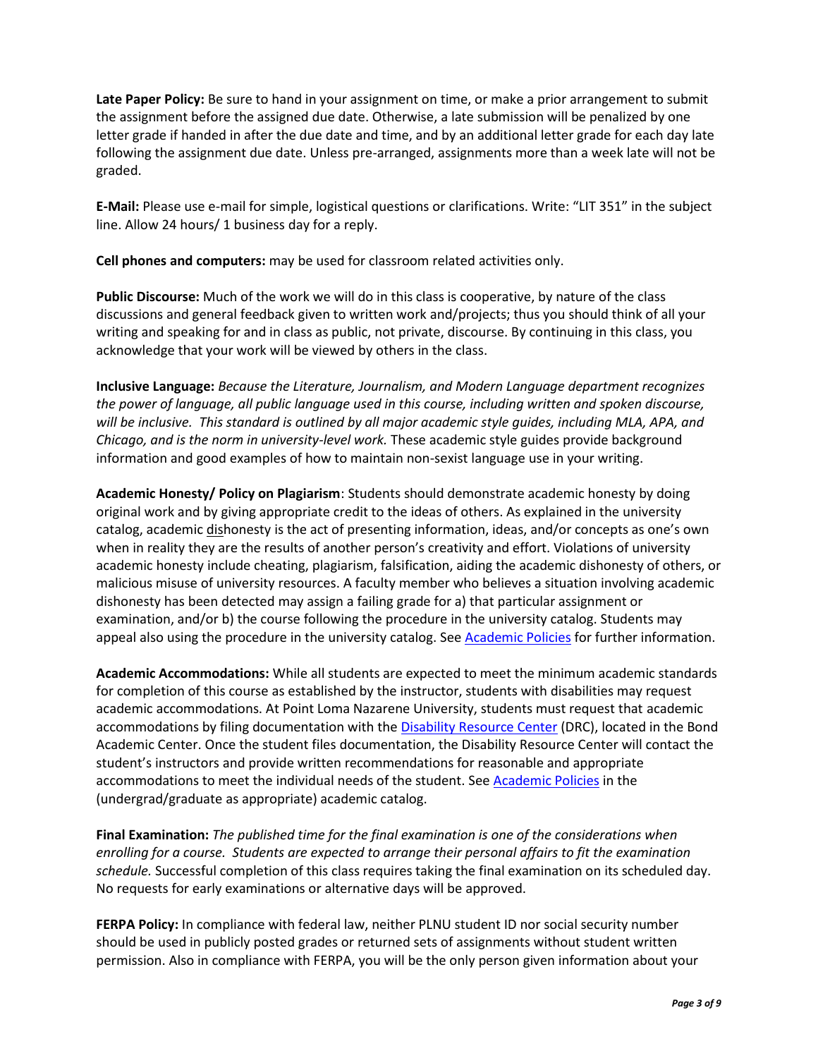**Late Paper Policy:** Be sure to hand in your assignment on time, or make a prior arrangement to submit the assignment before the assigned due date. Otherwise, a late submission will be penalized by one letter grade if handed in after the due date and time, and by an additional letter grade for each day late following the assignment due date. Unless pre-arranged, assignments more than a week late will not be graded.

**E-Mail:** Please use e-mail for simple, logistical questions or clarifications. Write: "LIT 351" in the subject line. Allow 24 hours/ 1 business day for a reply.

**Cell phones and computers:** may be used for classroom related activities only.

**Public Discourse:** Much of the work we will do in this class is cooperative, by nature of the class discussions and general feedback given to written work and/projects; thus you should think of all your writing and speaking for and in class as public, not private, discourse. By continuing in this class, you acknowledge that your work will be viewed by others in the class.

**Inclusive Language:** *Because the Literature, Journalism, and Modern Language department recognizes the power of language, all public language used in this course, including written and spoken discourse, will be inclusive. This standard is outlined by all major academic style guides, including MLA, APA, and Chicago, and is the norm in university-level work.* These academic style guides provide background information and good examples of how to maintain non-sexist language use in your writing.

**Academic Honesty/ Policy on Plagiarism**: Students should demonstrate academic honesty by doing original work and by giving appropriate credit to the ideas of others. As explained in the university catalog, academic dishonesty is the act of presenting information, ideas, and/or concepts as one's own when in reality they are the results of another person's creativity and effort. Violations of university academic honesty include cheating, plagiarism, falsification, aiding the academic dishonesty of others, or malicious misuse of university resources. A faculty member who believes a situation involving academic dishonesty has been detected may assign a failing grade for a) that particular assignment or examination, and/or b) the course following the procedure in the university catalog. Students may appeal also using the procedure in the university catalog. See Academic Policies for further information.

**Academic Accommodations:** While all students are expected to meet the minimum academic standards for completion of this course as established by the instructor, students with disabilities may request academic accommodations. At Point Loma Nazarene University, students must request that academic accommodations by filing documentation with the Disability Resource Center (DRC), located in the Bond Academic Center. Once the student files documentation, the Disability Resource Center will contact the student's instructors and provide written recommendations for reasonable and appropriate accommodations to meet the individual needs of the student. See Academic Policies in the (undergrad/graduate as appropriate) academic catalog.

**Final Examination:** *The published time for the final examination is one of the considerations when enrolling for a course. Students are expected to arrange their personal affairs to fit the examination schedule.* Successful completion of this class requires taking the final examination on its scheduled day. No requests for early examinations or alternative days will be approved.

**FERPA Policy:** In compliance with federal law, neither PLNU student ID nor social security number should be used in publicly posted grades or returned sets of assignments without student written permission. Also in compliance with FERPA, you will be the only person given information about your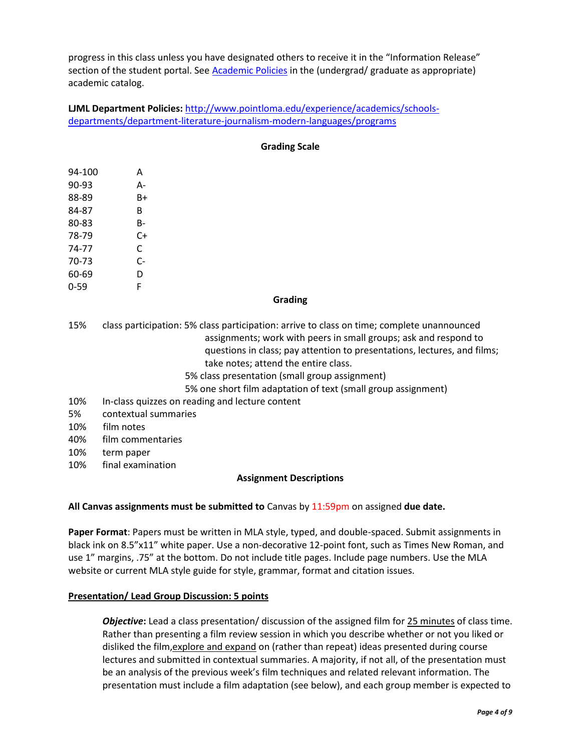progress in this class unless you have designated others to receive it in the "Information Release" section of the student portal. See [Academic Policies] in the (undergrad/ graduate as appropriate) academic catalog.

**LJML Department Policies:** http://www.pointloma.edu/experience/academics/schools-departments/department-literature-journalism-modern-languages/programs

## Grading Scale

| | |
|---|---|
| 94-100 | A |
| 90-93 | A- |
| 88-89 | B+ |
| 84-87 | B |
| 80-83 | B- |
| 78-79 | C+ |
| 74-77 | C |
| 70-73 | C- |
| 60-69 | D |
| 0-59 | F |

## Grading

| | |
|---|---|
| 15% | class participation: 5% class participation: arrive to class on time; complete unannounced assignments; work with peers in small groups; ask and respond to questions in class; pay attention to presentations, lectures, and films; take notes; attend the entire class.<br>5% class presentation (small group assignment)<br>5% one short film adaptation of text (small group assignment) |
| 10% | In-class quizzes on reading and lecture content |
| 5% | contextual summaries |
| 10% | film notes |
| 40% | film commentaries |
| 10% | term paper |
| 10% | final examination |

## Assignment Descriptions

**All Canvas assignments must be submitted to** Canvas by 11:59pm on assigned **due date.**

**Paper Format**: Papers must be written in MLA style, typed, and double-spaced. Submit assignments in black ink on 8.5"x11" white paper. Use a non-decorative 12-point font, such as Times New Roman, and use 1" margins, .75" at the bottom. Do not include title pages. Include page numbers. Use the MLA website or current MLA style guide for style, grammar, format and citation issues.

### Presentation/ Lead Group Discussion: 5 points

***Objective*:** Lead a class presentation/ discussion of the assigned film for 25 minutes of class time. Rather than presenting a film review session in which you describe whether or not you liked or disliked the film, explore and expand on (rather than repeat) ideas presented during course lectures and submitted in contextual summaries. A majority, if not all, of the presentation must be an analysis of the previous week's film techniques and related relevant information. The presentation must include a film adaptation (see below), and each group member is expected to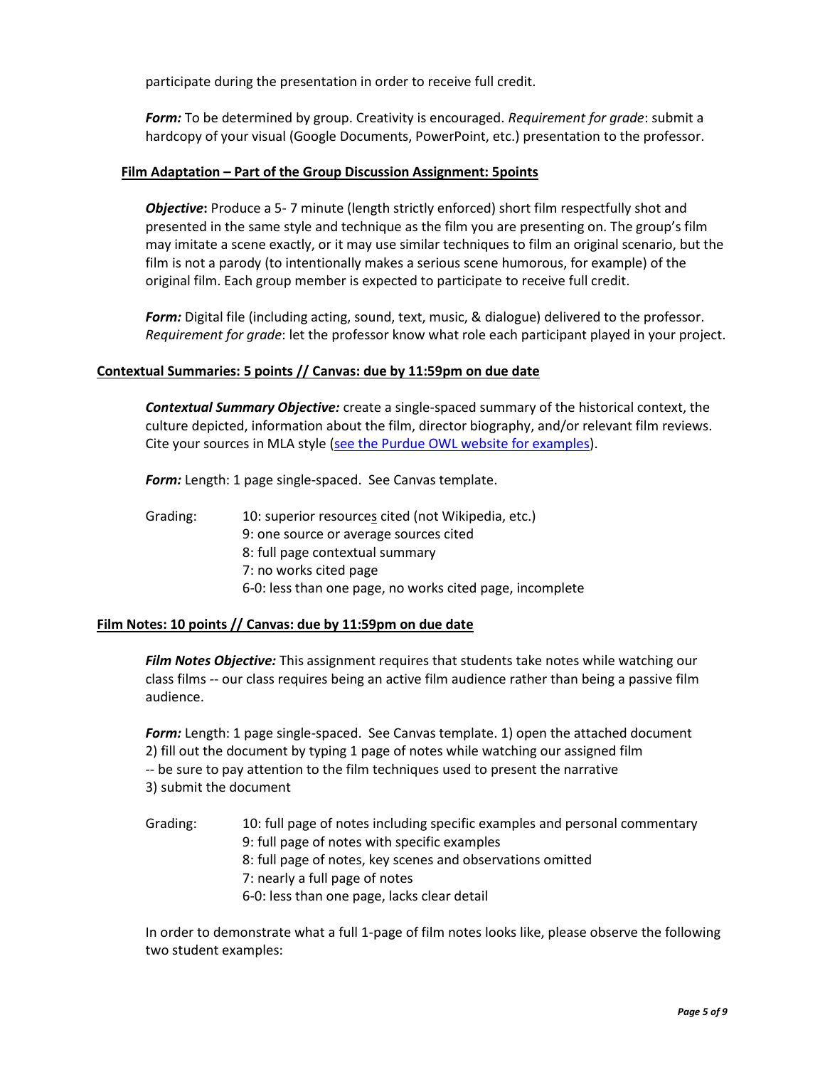participate during the presentation in order to receive full credit.

***Form:*** To be determined by group. Creativity is encouraged. *Requirement for grade*: submit a hardcopy of your visual (Google Documents, PowerPoint, etc.) presentation to the professor.

### Film Adaptation – Part of the Group Discussion Assignment: 5points

***Objective*:** Produce a 5- 7 minute (length strictly enforced) short film respectfully shot and presented in the same style and technique as the film you are presenting on. The group's film may imitate a scene exactly, or it may use similar techniques to film an original scenario, but the film is not a parody (to intentionally makes a serious scene humorous, for example) of the original film. Each group member is expected to participate to receive full credit.

***Form:*** Digital file (including acting, sound, text, music, & dialogue) delivered to the professor. *Requirement for grade*: let the professor know what role each participant played in your project.

## Contextual Summaries: 5 points // Canvas: due by 11:59pm on due date

***Contextual Summary Objective:*** create a single-spaced summary of the historical context, the culture depicted, information about the film, director biography, and/or relevant film reviews. Cite your sources in MLA style (see the Purdue OWL website for examples).

***Form:*** Length: 1 page single-spaced. See Canvas template.

Grading:
- 10: superior resources cited (not Wikipedia, etc.)
- 9: one source or average sources cited
- 8: full page contextual summary
- 7: no works cited page
- 6-0: less than one page, no works cited page, incomplete

## Film Notes: 10 points // Canvas: due by 11:59pm on due date

***Film Notes Objective:*** This assignment requires that students take notes while watching our class films -- our class requires being an active film audience rather than being a passive film audience.

***Form:*** Length: 1 page single-spaced. See Canvas template. 1) open the attached document
2) fill out the document by typing 1 page of notes while watching our assigned film
-- be sure to pay attention to the film techniques used to present the narrative
3) submit the document

Grading:
- 10: full page of notes including specific examples and personal commentary
- 9: full page of notes with specific examples
- 8: full page of notes, key scenes and observations omitted
- 7: nearly a full page of notes
- 6-0: less than one page, lacks clear detail

In order to demonstrate what a full 1-page of film notes looks like, please observe the following two student examples: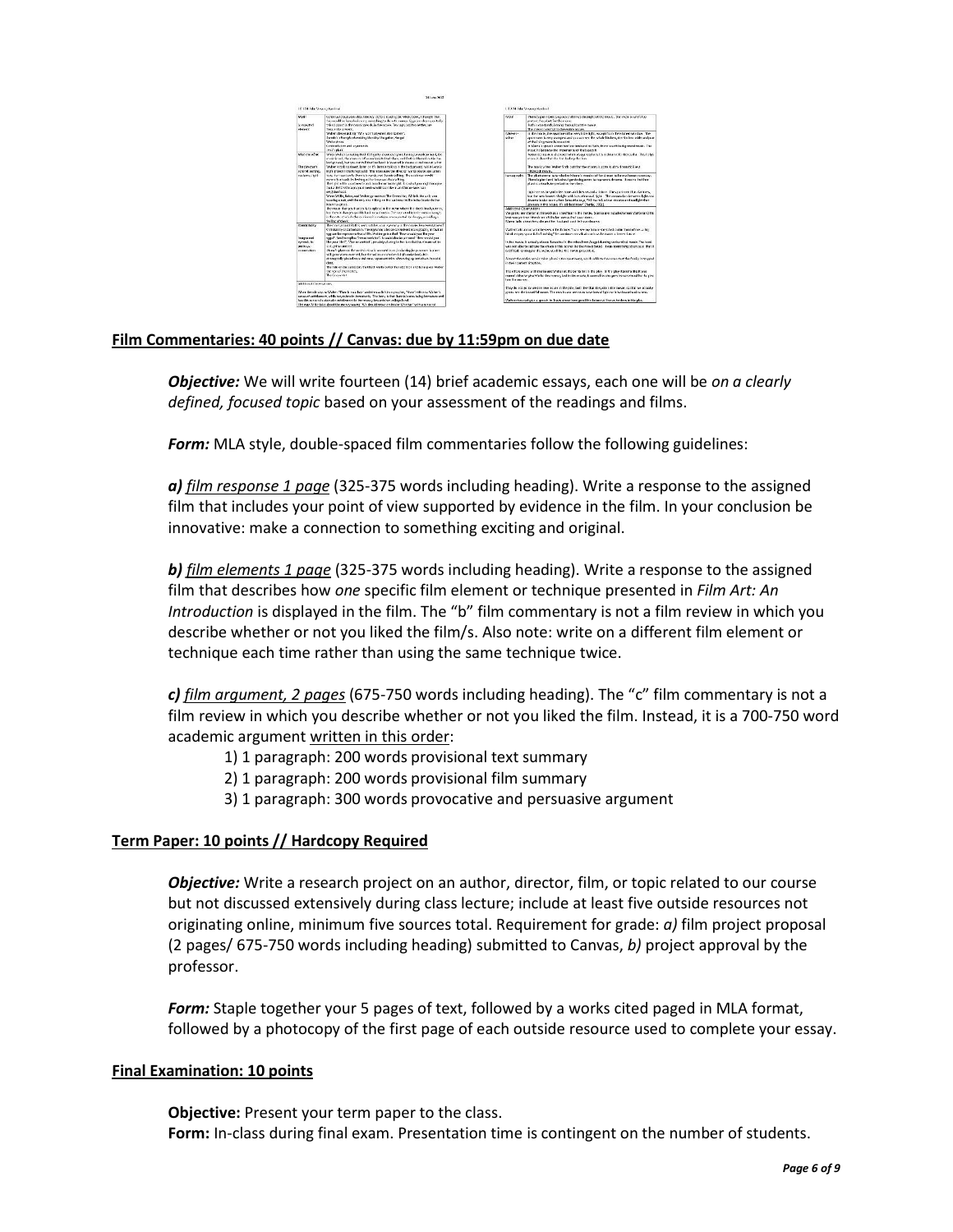## Film Commentaries: 40 points // Canvas: due by 11:59pm on due date

***Objective:*** We will write fourteen (14) brief academic essays, each one will be *on a clearly defined, focused topic* based on your assessment of the readings and films.

***Form:*** MLA style, double-spaced film commentaries follow the following guidelines:

***a)*** *film response 1 page* (325-375 words including heading). Write a response to the assigned film that includes your point of view supported by evidence in the film. In your conclusion be innovative: make a connection to something exciting and original.

***b)*** *film elements 1 page* (325-375 words including heading). Write a response to the assigned film that describes how *one* specific film element or technique presented in *Film Art: An Introduction* is displayed in the film. The "b" film commentary is not a film review in which you describe whether or not you liked the film/s. Also note: write on a different film element or technique each time rather than using the same technique twice.

***c)*** *film argument, 2 pages* (675-750 words including heading). The "c" film commentary is not a film review in which you describe whether or not you liked the film. Instead, it is a 700-750 word academic argument written in this order:

1) 1 paragraph: 200 words provisional text summary
2) 1 paragraph: 200 words provisional film summary
3) 1 paragraph: 300 words provocative and persuasive argument

## Term Paper: 10 points // Hardcopy Required

***Objective:*** Write a research project on an author, director, film, or topic related to our course but not discussed extensively during class lecture; include at least five outside resources not originating online, minimum five sources total. Requirement for grade: *a)* film project proposal (2 pages/ 675-750 words including heading) submitted to Canvas, *b)* project approval by the professor.

***Form:*** Staple together your 5 pages of text, followed by a works cited paged in MLA format, followed by a photocopy of the first page of each outside resource used to complete your essay.

## Final Examination: 10 points

**Objective:** Present your term paper to the class.
**Form:** In-class during final exam. Presentation time is contingent on the number of students.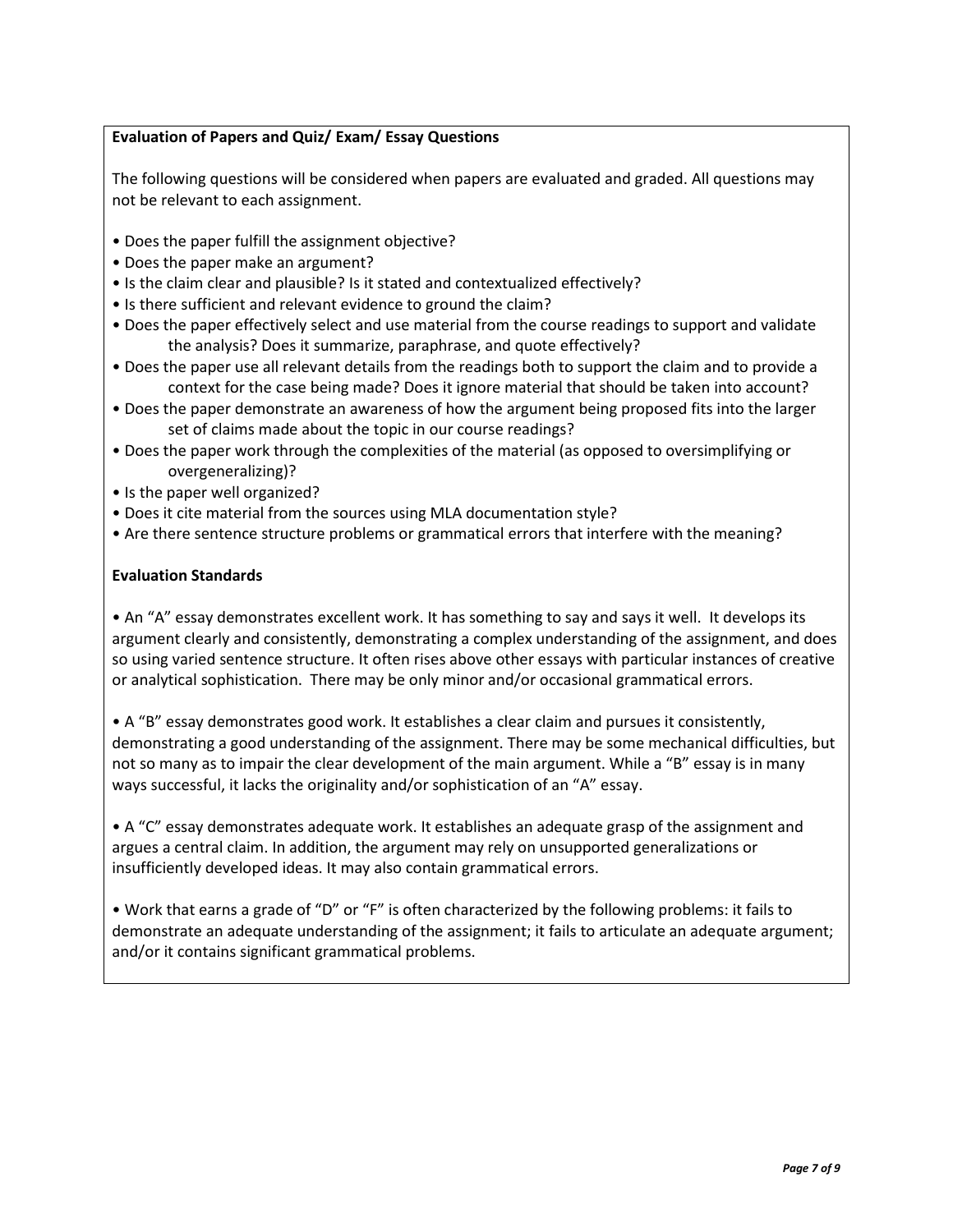**Evaluation of Papers and Quiz/ Exam/ Essay Questions**

The following questions will be considered when papers are evaluated and graded. All questions may not be relevant to each assignment.

- Does the paper fulfill the assignment objective?
- Does the paper make an argument?
- Is the claim clear and plausible? Is it stated and contextualized effectively?
- Is there sufficient and relevant evidence to ground the claim?
- Does the paper effectively select and use material from the course readings to support and validate the analysis? Does it summarize, paraphrase, and quote effectively?
- Does the paper use all relevant details from the readings both to support the claim and to provide a context for the case being made? Does it ignore material that should be taken into account?
- Does the paper demonstrate an awareness of how the argument being proposed fits into the larger set of claims made about the topic in our course readings?
- Does the paper work through the complexities of the material (as opposed to oversimplifying or overgeneralizing)?
- Is the paper well organized?
- Does it cite material from the sources using MLA documentation style?
- Are there sentence structure problems or grammatical errors that interfere with the meaning?

**Evaluation Standards**

- An "A" essay demonstrates excellent work. It has something to say and says it well. It develops its argument clearly and consistently, demonstrating a complex understanding of the assignment, and does so using varied sentence structure. It often rises above other essays with particular instances of creative or analytical sophistication. There may be only minor and/or occasional grammatical errors.

- A "B" essay demonstrates good work. It establishes a clear claim and pursues it consistently, demonstrating a good understanding of the assignment. There may be some mechanical difficulties, but not so many as to impair the clear development of the main argument. While a "B" essay is in many ways successful, it lacks the originality and/or sophistication of an "A" essay.

- A "C" essay demonstrates adequate work. It establishes an adequate grasp of the assignment and argues a central claim. In addition, the argument may rely on unsupported generalizations or insufficiently developed ideas. It may also contain grammatical errors.

- Work that earns a grade of "D" or "F" is often characterized by the following problems: it fails to demonstrate an adequate understanding of the assignment; it fails to articulate an adequate argument; and/or it contains significant grammatical problems.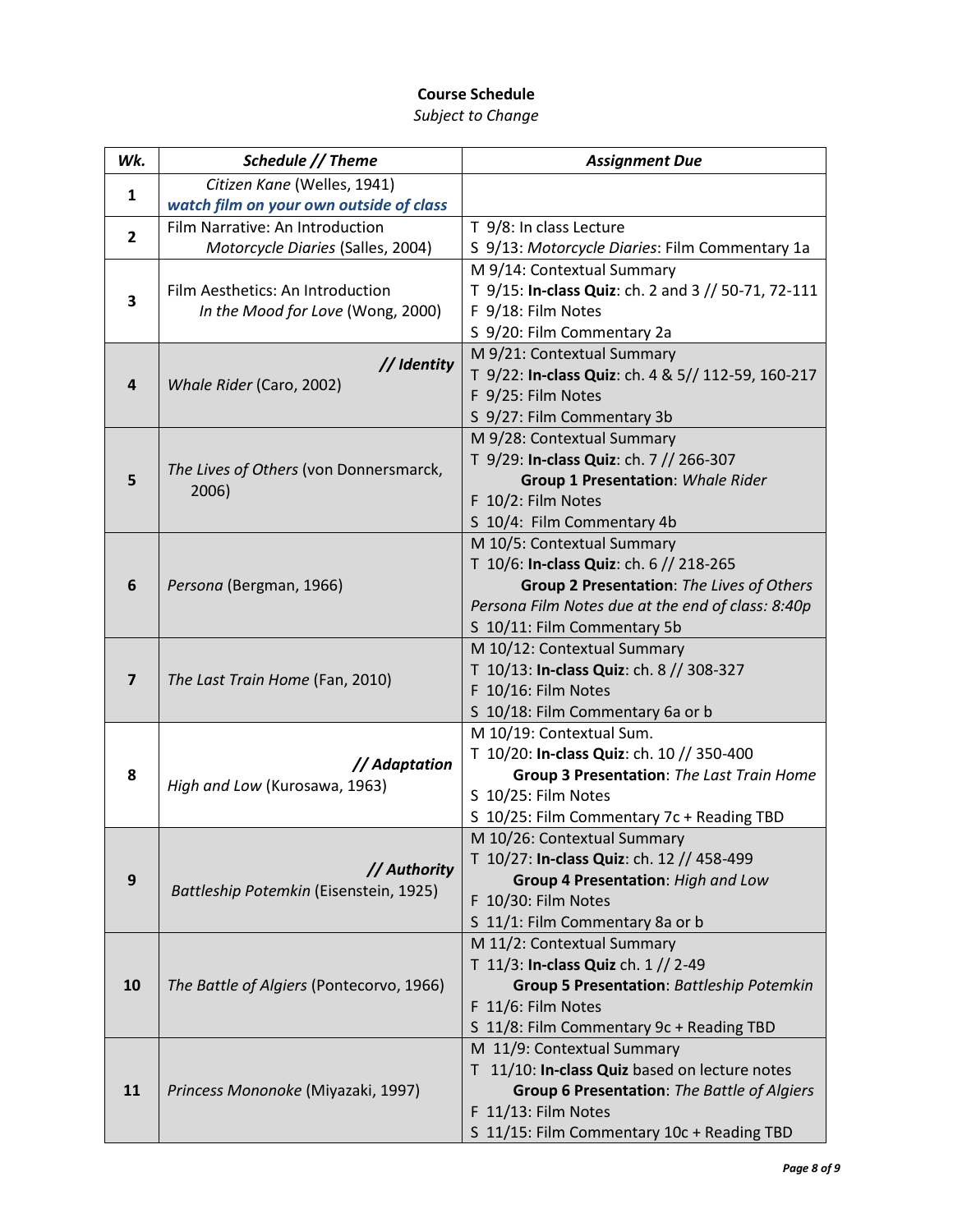**Course Schedule**

*Subject to Change*

| *Wk.* | *Schedule // Theme* | *Assignment Due* |
|---|---|---|
| **1** | *Citizen Kane* (Welles, 1941)<br>***watch film on your own outside of class*** | |
| **2** | Film Narrative: An Introduction<br>*Motorcycle Diaries* (Salles, 2004) | T 9/8: In class Lecture<br>S 9/13: *Motorcycle Diaries*: Film Commentary 1a |
| **3** | Film Aesthetics: An Introduction<br>*In the Mood for Love* (Wong, 2000) | M 9/14: Contextual Summary<br>T 9/15: **In-class Quiz**: ch. 2 and 3 // 50-71, 72-111<br>F 9/18: Film Notes<br>S 9/20: Film Commentary 2a |
| **4** | ***// Identity***<br>*Whale Rider* (Caro, 2002) | M 9/21: Contextual Summary<br>T 9/22: **In-class Quiz**: ch. 4 & 5// 112-59, 160-217<br>F 9/25: Film Notes<br>S 9/27: Film Commentary 3b |
| **5** | *The Lives of Others* (von Donnersmarck, 2006) | M 9/28: Contextual Summary<br>T 9/29: **In-class Quiz**: ch. 7 // 266-307<br>**Group 1 Presentation**: *Whale Rider*<br>F 10/2: Film Notes<br>S 10/4: Film Commentary 4b |
| **6** | *Persona* (Bergman, 1966) | M 10/5: Contextual Summary<br>T 10/6: **In-class Quiz**: ch. 6 // 218-265<br>**Group 2 Presentation**: *The Lives of Others*<br>*Persona Film Notes due at the end of class: 8:40p*<br>S 10/11: Film Commentary 5b |
| **7** | *The Last Train Home* (Fan, 2010) | M 10/12: Contextual Summary<br>T 10/13: **In-class Quiz**: ch. 8 // 308-327<br>F 10/16: Film Notes<br>S 10/18: Film Commentary 6a or b |
| **8** | ***// Adaptation***<br>*High and Low* (Kurosawa, 1963) | M 10/19: Contextual Sum.<br>T 10/20: **In-class Quiz**: ch. 10 // 350-400<br>**Group 3 Presentation**: *The Last Train Home*<br>S 10/25: Film Notes<br>S 10/25: Film Commentary 7c + Reading TBD |
| **9** | ***// Authority***<br>*Battleship Potemkin* (Eisenstein, 1925) | M 10/26: Contextual Summary<br>T 10/27: **In-class Quiz**: ch. 12 // 458-499<br>**Group 4 Presentation**: *High and Low*<br>F 10/30: Film Notes<br>S 11/1: Film Commentary 8a or b |
| **10** | *The Battle of Algiers* (Pontecorvo, 1966) | M 11/2: Contextual Summary<br>T 11/3: **In-class Quiz** ch. 1 // 2-49<br>**Group 5 Presentation**: *Battleship Potemkin*<br>F 11/6: Film Notes<br>S 11/8: Film Commentary 9c + Reading TBD |
| **11** | *Princess Mononoke* (Miyazaki, 1997) | M 11/9: Contextual Summary<br>T 11/10: **In-class Quiz** based on lecture notes<br>**Group 6 Presentation**: *The Battle of Algiers*<br>F 11/13: Film Notes<br>S 11/15: Film Commentary 10c + Reading TBD |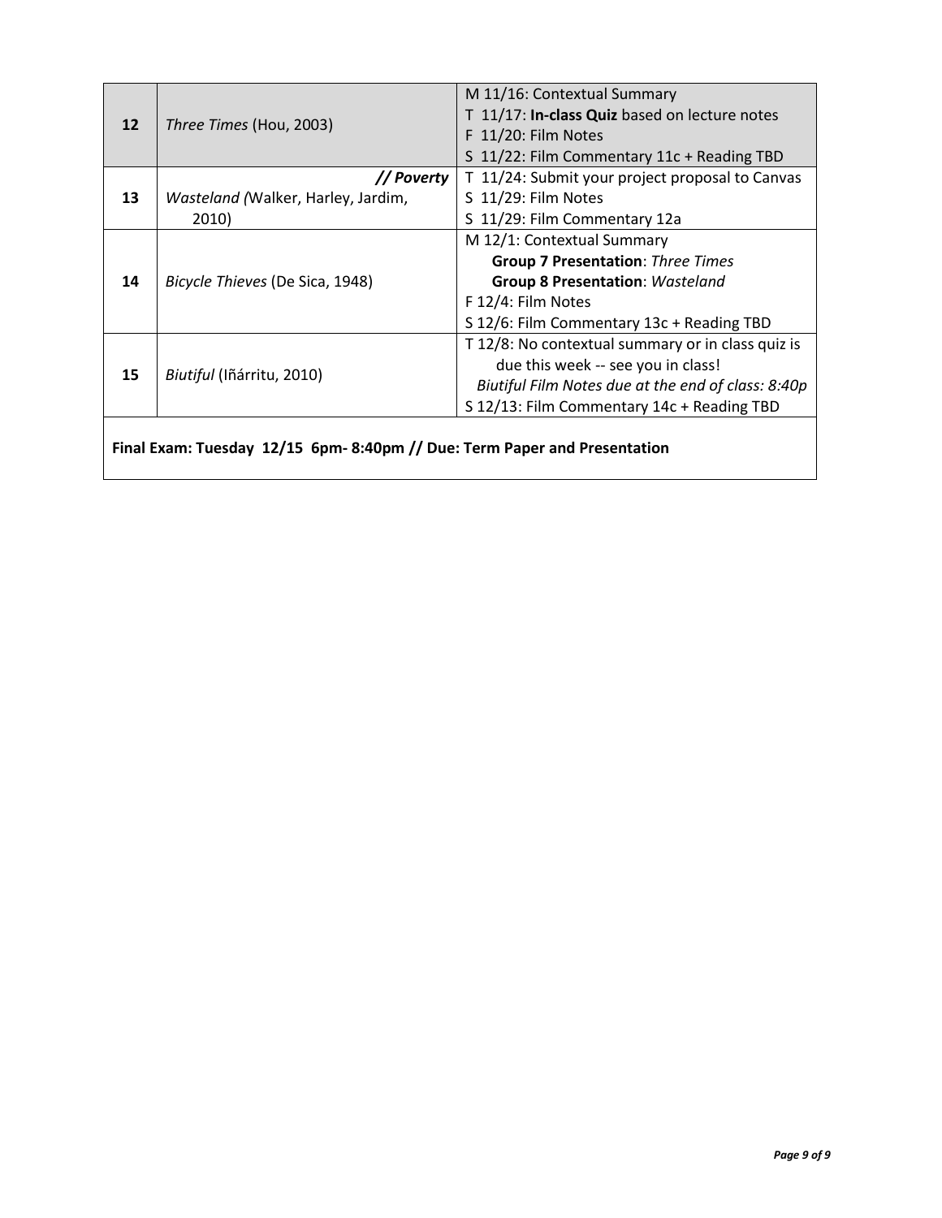| | | |
|---|---|---|
| **12** | *Three Times* (Hou, 2003) | M 11/16: Contextual Summary<br>T 11/17: **In-class Quiz** based on lecture notes<br>F 11/20: Film Notes<br>S 11/22: Film Commentary 11c + Reading TBD |
| **13** | ***// Poverty***<br>*Wasteland (*Walker, Harley, Jardim, 2010) | T 11/24: Submit your project proposal to Canvas<br>S 11/29: Film Notes<br>S 11/29: Film Commentary 12a |
| **14** | *Bicycle Thieves* (De Sica, 1948) | M 12/1: Contextual Summary<br>**Group 7 Presentation**: *Three Times*<br>**Group 8 Presentation**: *Wasteland*<br>F 12/4: Film Notes<br>S 12/6: Film Commentary 13c + Reading TBD |
| **15** | *Biutiful* (Iñárritu, 2010) | T 12/8: No contextual summary or in class quiz is due this week -- see you in class!<br>*Biutiful Film Notes due at the end of class: 8:40p*<br>S 12/13: Film Commentary 14c + Reading TBD |
| **Final Exam: Tuesday 12/15 6pm- 8:40pm // Due: Term Paper and Presentation** | | |